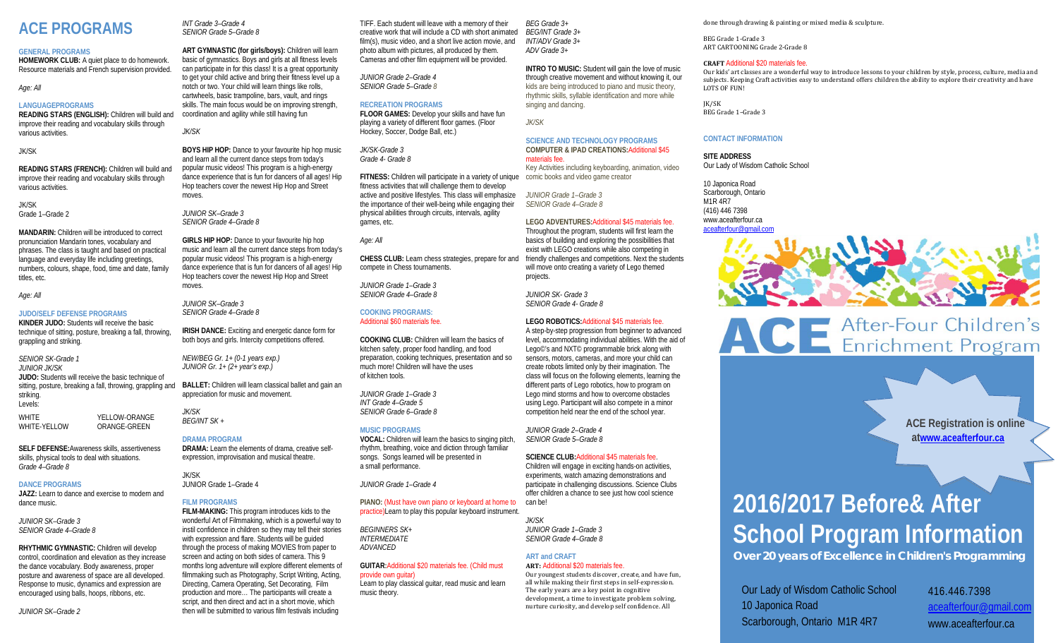# ACE PROGRAMS

### GENERAL PROGRAMS

**HOMEWORK CLUB:** A quiet place to do homework. Resource materials and French supervision provided.

*Age: All*

### LANGUAGEPROGRAMS

**READING STARS (ENGLISH):** Children will build and improve their reading and vocabulary skills through various activities.

JK/SK

**READING STARS (FRENCH):** Children will build and improve their reading and vocabulary skills through various activities.

JK/SK
Grade 1–Grade 2

**MANDARIN:** Children will be introduced to correct pronunciation Mandarin tones, vocabulary and phrases. The class is taught and based on practical language and everyday life including greetings, numbers, colours, shape, food, time and date, family titles, etc.

*Age: All*

### JUDO/SELF DEFENSE PROGRAMS

**KINDER JUDO:** Students will receive the basic technique of sitting, posture, breaking a fall, throwing, grappling and striking.

*SENIOR SK-Grade 1*
*JUNIOR JK/SK*

**JUDO:** Students will receive the basic technique of sitting, posture, breaking a fall, throwing, grappling and striking.

Levels:

| | |
|---|---|
| WHITE | YELLOW-ORANGE |
| WHITE-YELLOW | ORANGE-GREEN |

**SELF DEFENSE:** Awareness skills, assertiveness skills, physical tools to deal with situations.
*Grade 4–Grade 8*

### DANCE PROGRAMS

**JAZZ:** Learn to dance and exercise to modern and dance music.

*JUNIOR SK–Grade 3*
*SENIOR Grade 4–Grade 8*

**RHYTHMIC GYMNASTIC:** Children will develop control, coordination and elevation as they increase the dance vocabulary. Body awareness, proper posture and awareness of space are all developed. Response to music, dynamics and expression are encouraged using balls, hoops, ribbons, etc.

*JUNIOR SK–Grade 2*
*INT Grade 3–Grade 4*
*SENIOR Grade 5–Grade 8*

**ART GYMNASTIC (for girls/boys):** Children will learn basic of gymnastics. Boys and girls at all fitness levels can participate in for this class! It is a great opportunity to get your child active and bring their fitness level up a notch or two. Your child will learn skills like rolls, cartwheels, basic trampoline, bars, vault, and rings skills. The main focus would be on improving strength, coordination and agility while still having fun

*JK/SK*

**BOYS HIP HOP:** Dance to your favourite hip hop music and learn all the current dance steps from today's popular music videos! This program is a high-energy dance experience that is fun for dancers of all ages! Hip Hop teachers cover the newest Hip Hop and Street moves.

*JUNIOR SK–Grade 3*
*SENIOR Grade 4–Grade 8*

**GIRLS HIP HOP:** Dance to your favourite hip hop music and learn all the current dance steps from today's popular music videos! This program is a high-energy dance experience that is fun for dancers of all ages! Hip Hop teachers cover the newest Hip Hop and Street moves.

*JUNIOR SK–Grade 3*
*SENIOR Grade 4–Grade 8*

**IRISH DANCE:** Exciting and energetic dance form for both boys and girls. Intercity competitions offered.

*NEW/BEG Gr. 1+ (0-1 years exp.)*
*JUNIOR Gr. 1+ (2+ year's exp.)*

**BALLET:** Children will learn classical ballet and gain an appreciation for music and movement.

*JK/SK*
*BEG/INT SK +*

### DRAMA PROGRAM

**DRAMA:** Learn the elements of drama, creative self-expression, improvisation and musical theatre.

JK/SK
JUNIOR Grade 1–Grade 4

### FILM PROGRAMS

**FILM-MAKING:** This program introduces kids to the wonderful Art of Filmmaking, which is a powerful way to instil confidence in children so they may tell their stories with expression and flare. Students will be guided through the process of making MOVIES from paper to screen and acting on both sides of camera. This 9 months long adventure will explore different elements of filmmaking such as Photography, Script Writing, Acting, Directing, Camera Operating, Set Decorating, Film production and more.... The participants will create a script, and then direct and act in a short movie, which then will be submitted to various film festivals including TIFF. Each student will leave with a memory of their creative work that will include a CD with short animated film(s), music video, and a short live action movie, and photo album with pictures, all produced by them. Cameras and other film equipment will be provided.

*JUNIOR Grade 2–Grade 4*
*SENIOR Grade 5–Grade 8*

### RECREATION PROGRAMS

**FLOOR GAMES:** Develop your skills and have fun playing a variety of different floor games. (Floor Hockey, Soccer, Dodge Ball, etc.)

*JK/SK-Grade 3*
*Grade 4- Grade 8*

**FITNESS:** Children will participate in a variety of unique fitness activities that will challenge them to develop active and positive lifestyles. This class will emphasize the importance of their well-being while engaging their physical abilities through circuits, intervals, agility games, etc.

*Age: All*

**CHESS CLUB:** Learn chess strategies, prepare for and compete in Chess tournaments.

*JUNIOR Grade 1–Grade 3*
*SENIOR Grade 4–Grade 8*

### COOKING PROGRAMS:

Additional $60 materials fee.

**COOKING CLUB:** Children will learn the basics of kitchen safety, proper food handling, and food preparation, cooking techniques, presentation and so much more! Children will have the uses of kitchen tools.

*JUNIOR Grade 1–Grade 3*
*INT Grade 4–Grade 5*
*SENIOR Grade 6–Grade 8*

### MUSIC PROGRAMS

**VOCAL:** Children will learn the basics to singing pitch, rhythm, breathing, voice and diction through familiar songs. Songs learned will be presented in a small performance.

*JUNIOR Grade 1–Grade 4*

**PIANO:** (Must have own piano or keyboard at home to practice)Learn to play this popular keyboard instrument.

*BEGINNERS SK+*
*INTERMEDIATE*
*ADVANCED*

**GUITAR:** Additional $20 materials fee. (Child must provide own guitar)
Learn to play classical guitar, read music and learn music theory.

*BEG Grade 3+*
*BEG/INT Grade 3+*
*INT/ADV Grade 3+*
*ADV Grade 3+*

**INTRO TO MUSIC:** Student will gain the love of music through creative movement and without knowing it, our kids are being introduced to piano and music theory, rhythmic skills, syllable identification and more while singing and dancing.

*JK/SK*

### SCIENCE AND TECHNOLOGY PROGRAMS

**COMPUTER & IPAD CREATIONS:** Additional $45 materials fee.
Key Activities including keyboarding, animation, video comic books and video game creator

*JUNIOR Grade 1–Grade 3*
*SENIOR Grade 4–Grade 8*

**LEGO ADVENTURES:** Additional $45 materials fee.
Throughout the program, students will first learn the basics of building and exploring the possibilities that exist with LEGO creations while also competing in friendly challenges and competitions. Next the students will move onto creating a variety of Lego themed projects.

*JUNIOR SK- Grade 3*
*SENIOR Grade 4- Grade 8*

**LEGO ROBOTICS:** Additional $45 materials fee.
A step-by-step progression from beginner to advanced level, accommodating individual abilities. With the aid of Lego©'s and NXT© programmable brick along with sensors, motors, cameras, and more your child can create robots limited only by their imagination. The class will focus on the following elements, learning the different parts of Lego robotics, how to program on Lego mind storms and how to overcome obstacles using Lego. Participant will also compete in a minor competition held near the end of the school year.

*JUNIOR Grade 2–Grade 4*
*SENIOR Grade 5–Grade 8*

**SCIENCE CLUB:** Additional $45 materials fee.
Children will engage in exciting hands-on activities, experiments, watch amazing demonstrations and participate in challenging discussions. Science Clubs offer children a chance to see just how cool science can be!

*JK/SK*
*JUNIOR Grade 1–Grade 3*
*SENIOR Grade 4–Grade 8*

### ART and CRAFT

**ART:** Additional $20 materials fee.
Our youngest students discover, create, and have fun, all while making their first steps in self-expression. The early years are a key point in cognitive development, a time to investigate problem solving, nurture curiosity, and develop self confidence. All done through drawing & painting or mixed media & sculpture.

BEG Grade 1-Grade 3
ART CARTOONING Grade 2-Grade 8

**CRAFT** Additional $20 materials fee.
Our kids' art classes are a wonderful way to introduce lessons to your children by style, process, culture, media and subjects. Keeping Craft activities easy to understand offers children the ability to explore their creativity and have LOTS OF FUN!

JK/SK
BEG Grade 1 –Grade 3

### CONTACT INFORMATION

**SITE ADDRESS**
Our Lady of Wisdom Catholic School

10 Japonica Road
Scarborough, Ontario
M1R 4R7
(416) 446 7398
www.aceafterfour.ca
aceafterfour@gmail.com

# ACE After-Four Children's Enrichment Program

**ACE Registration is online at www.aceafterfour.ca**

# 2016/2017 Before& After School Program Information

**Over 20 years of Excellence in Children's Programming**

Our Lady of Wisdom Catholic School
10 Japonica Road
Scarborough, Ontario M1R 4R7

416.446.7398
aceafterfour@gmail.com
www.aceafterfour.ca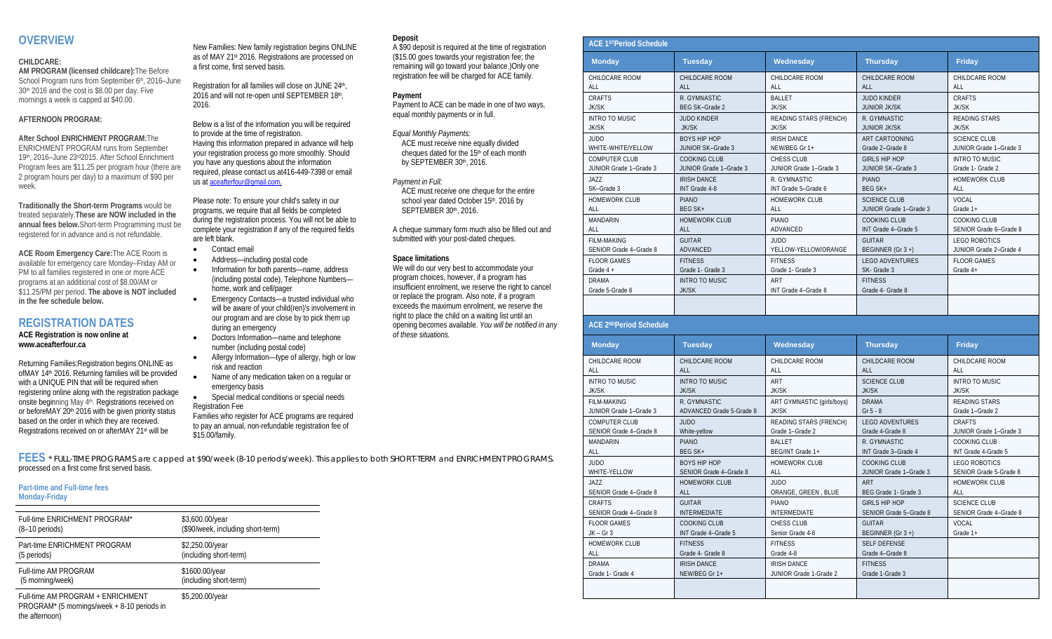## OVERVIEW

**CHILDCARE:**

**AM PROGRAM (licensed childcare):** The Before School Program runs from September 6th, 2016–June 30th 2016 and the cost is $8.00 per day. Five mornings a week is capped at $40.00.

**AFTERNOON PROGRAM:**

**After School ENRICHMENT PROGRAM:** The ENRICHMENT PROGRAM runs from September 19th, 2016–June 23rd 2015. After School Enrichment Program fees are $11.25 per program hour (there are 2 program hours per day) to a maximum of $90 per week.

**Traditionally the Short-term Programs** would be treated separately. **These are NOW included in the annual fees below.** Short-term Programming must be registered for in advance and is not refundable.

**ACE Room Emergency Care:** The ACE Room is available for emergency care Monday–Friday AM or PM to all families registered in one or more ACE programs at an additional cost of $8.00/AM or $11.25/PM per period. **The above is NOT included in the fee schedule below.**

## REGISTRATION DATES

**ACE Registration is now online at www.aceafterfour.ca**

Returning Families: Registration begins ONLINE as of MAY 14th 2016. Returning families will be provided with a UNIQUE PIN that will be required when registering online along with the registration package onsite beginning May 4th. Registrations received on or before MAY 20th 2016 with be given priority status based on the order in which they are received. Registrations received on or after MAY 21st will be processed on a first come first served basis.

New Families: New family registration begins ONLINE as of MAY 21st 2016. Registrations are processed on a first come, first served basis.

Registration for all families will close on JUNE 24th, 2016 and will not re-open until SEPTEMBER 18th, 2016.

Below is a list of the information you will be required to provide at the time of registration.
Having this information prepared in advance will help your registration process go more smoothly. Should you have any questions about the information required, please contact us at 416-449-7398 or email us at aceafterfour@gmail.com.

Please note: To ensure your child's safety in our programs, we require that all fields be completed during the registration process. You will not be able to complete your registration if any of the required fields are left blank.

- Contact email
- Address—including postal code
- Information for both parents—name, address (including postal code), Telephone Numbers—home, work and cell/pager
- Emergency Contacts—a trusted individual who will be aware of your child(ren)'s involvement in our program and are close by to pick them up during an emergency
- Doctors Information—name and telephone number (including postal code)
- Allergy Information—type of allergy, high or low risk and reaction
- Name of any medication taken on a regular or emergency basis
- Special medical conditions or special needs

Registration Fee
Families who register for ACE programs are required to pay an annual, non-refundable registration fee of $15.00/family.

**Deposit**
A $90 deposit is required at the time of registration ($15.00 goes towards your registration fee; the remaining will go toward your balance.) Only one registration fee will be charged for ACE family.

**Payment**
Payment to ACE can be made in one of two ways, equal monthly payments or in full.

*Equal Monthly Payments:*
ACE must receive nine equally divided cheques dated for the 15th of each month by SEPTEMBER 30th, 2016.

*Payment in Full:*
ACE must receive one cheque for the entire school year dated October 15th. 2016 by SEPTEMBER 30th, 2016.

A cheque summary form much also be filled out and submitted with your post-dated cheques.

**Space limitations**
We will do our very best to accommodate your program choices, however, if a program has insufficient enrolment, we reserve the right to cancel or replace the program. Also note, if a program exceeds the maximum enrolment, we reserve the right to place the child on a waiting list until an opening becomes available. *You will be notified in any of these situations.*

## FEES

* FULL-TIME PROGRAMS are capped at $90/week (8-10 periods/week). This applies to both SHORT-TERM and ENRICHMENT PROGRAMS.

**Part-time and Full-time fees**
**Monday-Friday**

| | |
|---|---|
| Full-time ENRICHMENT PROGRAM* (8–10 periods) | $3,600.00/year ($90/week, including short-term) |
| Part-time ENRICHMENT PROGRAM (5 periods) | $2,250.00/year (including short-term) |
| Full-time AM PROGRAM (5 morning/week) | $1600.00/year (including short-term) |
| Full-time AM PROGRAM + ENRICHMENT PROGRAM* (5 mornings/week + 8-10 periods in the afternoon) | $5,200.00/year |

## ACE 1ST Period Schedule

| Monday | Tuesday | Wednesday | Thursday | Friday |
|---|---|---|---|---|
| CHILDCARE ROOM ALL | CHILDCARE ROOM ALL | CHILDCARE ROOM ALL | CHILDCARE ROOM ALL | CHILDCARE ROOM ALL |
| CRAFTS JK/SK | R. GYMNASTIC BEG SK–Grade 2 | BALLET JK/SK | JUDO KINDER JUNIOR JK/SK | CRAFTS JK/SK |
| INTRO TO MUSIC JK/SK | JUDO KINDER JK/SK | READING STARS (FRENCH) JK/SK | R. GYMNASTIC JUNIOR JK/SK | READING STARS JK/SK |
| JUDO WHITE-WHITE/YELLOW | BOYS HIP HOP JUNIOR SK–Grade 3 | IRISH DANCE NEW/BEG Gr 1+ | ART CARTOONING Grade 2–Grade 8 | SCIENCE CLUB JUNIOR Grade 1–Grade 3 |
| COMPUTER CLUB JUNIOR Grade 1–Grade 3 | COOKING CLUB JUNIOR Grade 1–Grade 3 | CHESS CLUB JUNIOR Grade 1–Grade 3 | GIRLS HIP HOP JUNIOR SK–Grade 3 | INTRO TO MUSIC Grade 1- Grade 2 |
| JAZZ SK–Grade 3 | IRISH DANCE INT Grade 4-8 | R. GYMNASTIC INT Grade 5–Grade 6 | PIANO BEG SK+ | HOMEWORK CLUB ALL |
| HOMEWORK CLUB ALL | PIANO BEG SK+ | HOMEWORK CLUB ALL | SCIENCE CLUB JUNIOR Grade 1–Grade 3 | VOCAL Grade 1+ |
| MANDARIN ALL | HOMEWORK CLUB ALL | PIANO ADVANCED | COOKING CLUB INT Grade 4–Grade 5 | COOKING CLUB SENIOR Grade 6–Grade 8 |
| FILM-MAKING SENIOR Grade 4–Grade 8 | GUITAR ADVANCED | JUDO YELLOW-YELLOW/ORANGE | GUITAR BEGINNER (Gr 3 +) | LEGO ROBOTICS JUNIOR Grade 2–Grade 4 |
| FLOOR GAMES Grade 4 + | FITNESS Grade 1- Grade 3 | FITNESS Grade 1- Grade 3 | LEGO ADVENTURES SK- Grade 3 | FLOOR GAMES Grade 4+ |
| DRAMA Grade 5-Grade 8 | INTRO TO MUSIC JK/SK | ART INT Grade 4–Grade 8 | FITNESS Grade 4- Grade 8 | |

## ACE 2ND Period Schedule

| Monday | Tuesday | Wednesday | Thursday | Friday |
|---|---|---|---|---|
| CHILDCARE ROOM ALL | CHILDCARE ROOM ALL | CHILDCARE ROOM ALL | CHILDCARE ROOM ALL | CHILDCARE ROOM ALL |
| INTRO TO MUSIC JK/SK | INTRO TO MUSIC JK/SK | ART JK/SK | SCIENCE CLUB JK/SK | INTRO TO MUSIC JK/SK |
| FILM-MAKING JUNIOR Grade 1–Grade 3 | R. GYMNASTIC ADVANCED Grade 5-Grade 8 | ART GYMNASTIC (girls/boys) JK/SK | DRAMA Gr 5 - 8 | READING STARS Grade 1–Grade 2 |
| COMPUTER CLUB SENIOR Grade 4–Grade 8 | JUDO White-yellow | READING STARS (FRENCH) Grade 1–Grade 2 | LEGO ADVENTURES Grade 4-Grade 8 | CRAFTS JUNIOR Grade 1–Grade 3 |
| MANDARIN ALL | PIANO BEG SK+ | BALLET BEG/INT Grade 1+ | R. GYMNASTIC INT Grade 3–Grade 4 | COOKING CLUB INT Grade 4-Grade 5 |
| JUDO WHITE-YELLOW | BOYS HIP HOP SENIOR Grade 4–Grade 8 | HOMEWORK CLUB ALL | COOKING CLUB JUNIOR Grade 1–Grade 3 | LEGO ROBOTICS SENIOR Grade 5-Grade 8 |
| JAZZ SENIOR Grade 4–Grade 8 | HOMEWORK CLUB ALL | JUDO ORANGE, GREEN , BLUE | ART BEG Grade 1- Grade 3 | HOMEWORK CLUB ALL |
| CRAFTS SENIOR Grade 4–Grade 8 | GUITAR INTERMEDIATE | PIANO INTERMEDIATE | GIRLS HIP HOP SENIOR Grade 5–Grade 8 | SCIENCE CLUB SENIOR Grade 4–Grade 8 |
| FLOOR GAMES JK – Gr 3 | COOKING CLUB INT Grade 4–Grade 5 | CHESS CLUB Senior Grade 4-8 | GUITAR BEGINNER (Gr 3 +) | VOCAL Grade 1+ |
| HOMEWORK CLUB ALL | FITNESS Grade 4- Grade 8 | FITNESS Grade 4-8 | SELF DEFENSE Grade 4–Grade 8 | |
| DRAMA Grade 1- Grade 4 | IRISH DANCE NEW/BEG Gr 1+ | IRISH DANCE JUNIOR Grade 1-Grade 2 | FITNESS Grade 1-Grade 3 | |